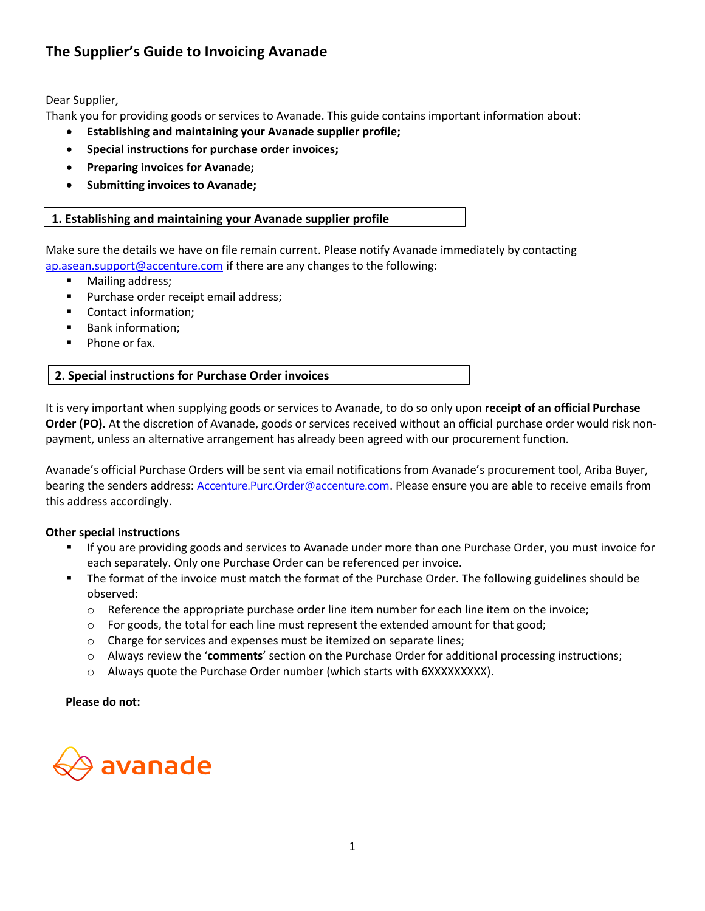# The Supplier's Guide to Invoicing Avanade

Dear Supplier,

Thank you for providing goods or services to Avanade. This guide contains important information about:

- **Establishing and maintaining your Avanade supplier profile;**
- **Special instructions for purchase order invoices;**
- **Preparing invoices for Avanade;**
- **Submitting invoices to Avanade;**

## 1. Establishing and maintaining your Avanade supplier profile

Make sure the details we have on file remain current. Please notify Avanade immediately by contacting ap.asean.support@accenture.com if there are any changes to the following:

- Mailing address;
- Purchase order receipt email address;
- Contact information;
- Bank information;
- Phone or fax.

## 2. Special instructions for Purchase Order invoices

It is very important when supplying goods or services to Avanade, to do so only upon **receipt of an official Purchase Order (PO).** At the discretion of Avanade, goods or services received without an official purchase order would risk non-payment, unless an alternative arrangement has already been agreed with our procurement function.

Avanade's official Purchase Orders will be sent via email notifications from Avanade's procurement tool, Ariba Buyer, bearing the senders address: Accenture.Purc.Order@accenture.com. Please ensure you are able to receive emails from this address accordingly.

**Other special instructions**

- If you are providing goods and services to Avanade under more than one Purchase Order, you must invoice for each separately. Only one Purchase Order can be referenced per invoice.
- The format of the invoice must match the format of the Purchase Order. The following guidelines should be observed:
  - Reference the appropriate purchase order line item number for each line item on the invoice;
  - For goods, the total for each line must represent the extended amount for that good;
  - Charge for services and expenses must be itemized on separate lines;
  - Always review the '**comments**' section on the Purchase Order for additional processing instructions;
  - Always quote the Purchase Order number (which starts with 6XXXXXXXXX).

**Please do not:**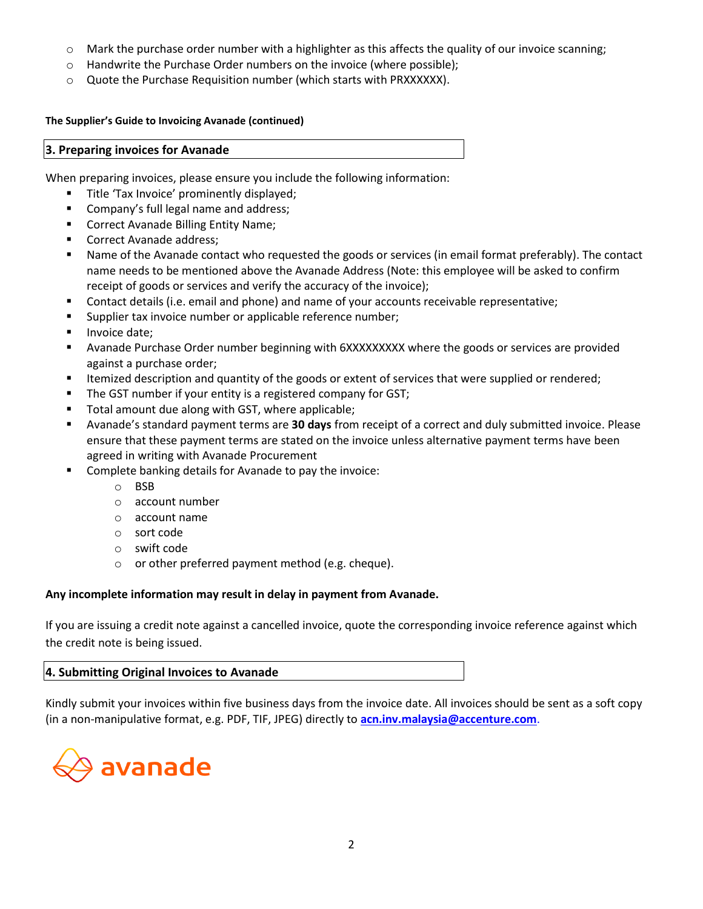- Mark the purchase order number with a highlighter as this affects the quality of our invoice scanning;
- Handwrite the Purchase Order numbers on the invoice (where possible);
- Quote the Purchase Requisition number (which starts with PRXXXXXX).

**The Supplier's Guide to Invoicing Avanade (continued)**

## 3. Preparing invoices for Avanade

When preparing invoices, please ensure you include the following information:

- Title 'Tax Invoice' prominently displayed;
- Company's full legal name and address;
- Correct Avanade Billing Entity Name;
- Correct Avanade address;
- Name of the Avanade contact who requested the goods or services (in email format preferably). The contact name needs to be mentioned above the Avanade Address (Note: this employee will be asked to confirm receipt of goods or services and verify the accuracy of the invoice);
- Contact details (i.e. email and phone) and name of your accounts receivable representative;
- Supplier tax invoice number or applicable reference number;
- Invoice date;
- Avanade Purchase Order number beginning with 6XXXXXXXXX where the goods or services are provided against a purchase order;
- Itemized description and quantity of the goods or extent of services that were supplied or rendered;
- The GST number if your entity is a registered company for GST;
- Total amount due along with GST, where applicable;
- Avanade's standard payment terms are **30 days** from receipt of a correct and duly submitted invoice. Please ensure that these payment terms are stated on the invoice unless alternative payment terms have been agreed in writing with Avanade Procurement
- Complete banking details for Avanade to pay the invoice:
  - BSB
  - account number
  - account name
  - sort code
  - swift code
  - or other preferred payment method (e.g. cheque).

**Any incomplete information may result in delay in payment from Avanade.**

If you are issuing a credit note against a cancelled invoice, quote the corresponding invoice reference against which the credit note is being issued.

## 4. Submitting Original Invoices to Avanade

Kindly submit your invoices within five business days from the invoice date. All invoices should be sent as a soft copy (in a non-manipulative format, e.g. PDF, TIF, JPEG) directly to **acn.inv.malaysia@accenture.com**.

avanade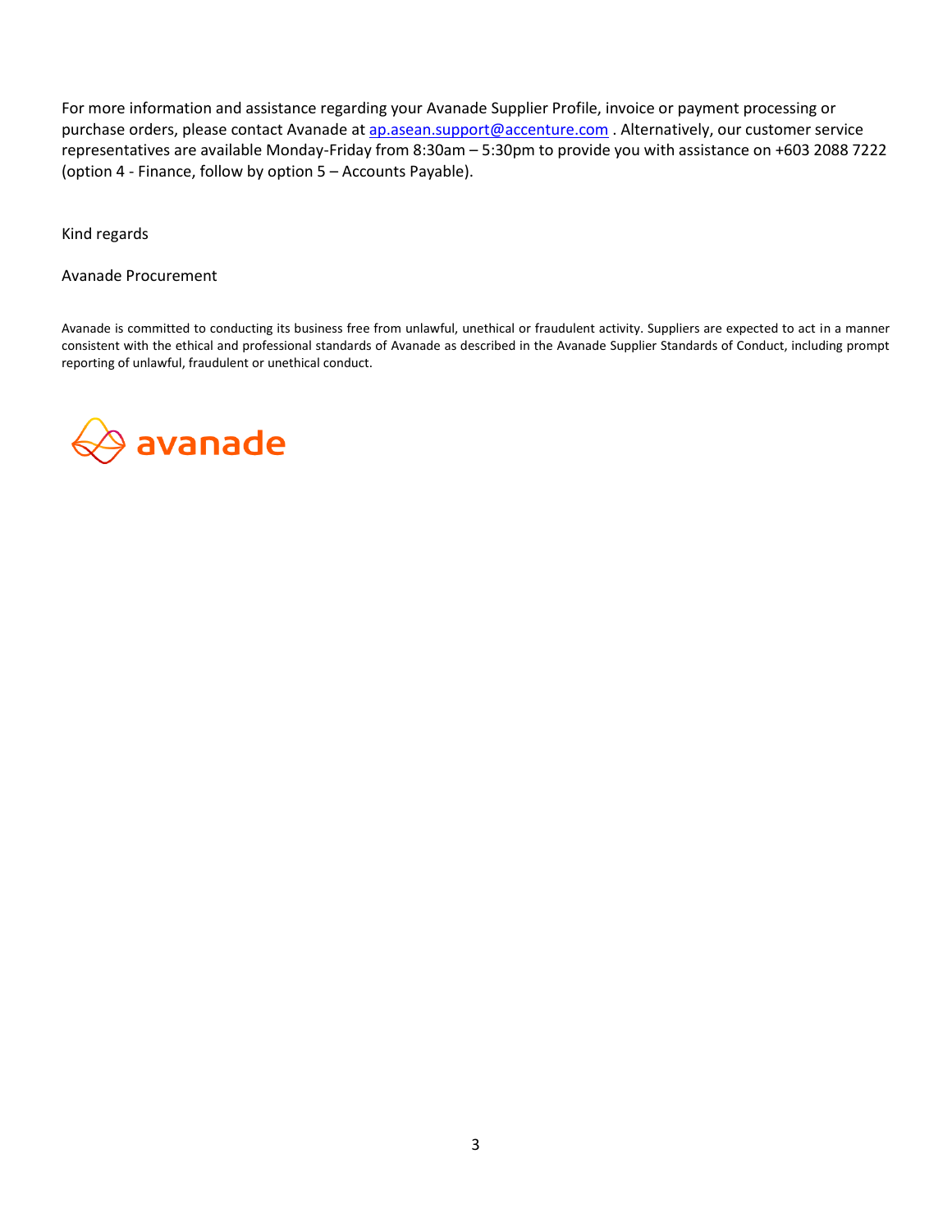For more information and assistance regarding your Avanade Supplier Profile, invoice or payment processing or purchase orders, please contact Avanade at ap.asean.support@accenture.com . Alternatively, our customer service representatives are available Monday-Friday from 8:30am – 5:30pm to provide you with assistance on +603 2088 7222 (option 4 - Finance, follow by option 5 – Accounts Payable).

Kind regards

Avanade Procurement

Avanade is committed to conducting its business free from unlawful, unethical or fraudulent activity. Suppliers are expected to act in a manner consistent with the ethical and professional standards of Avanade as described in the Avanade Supplier Standards of Conduct, including prompt reporting of unlawful, fraudulent or unethical conduct.

avanade